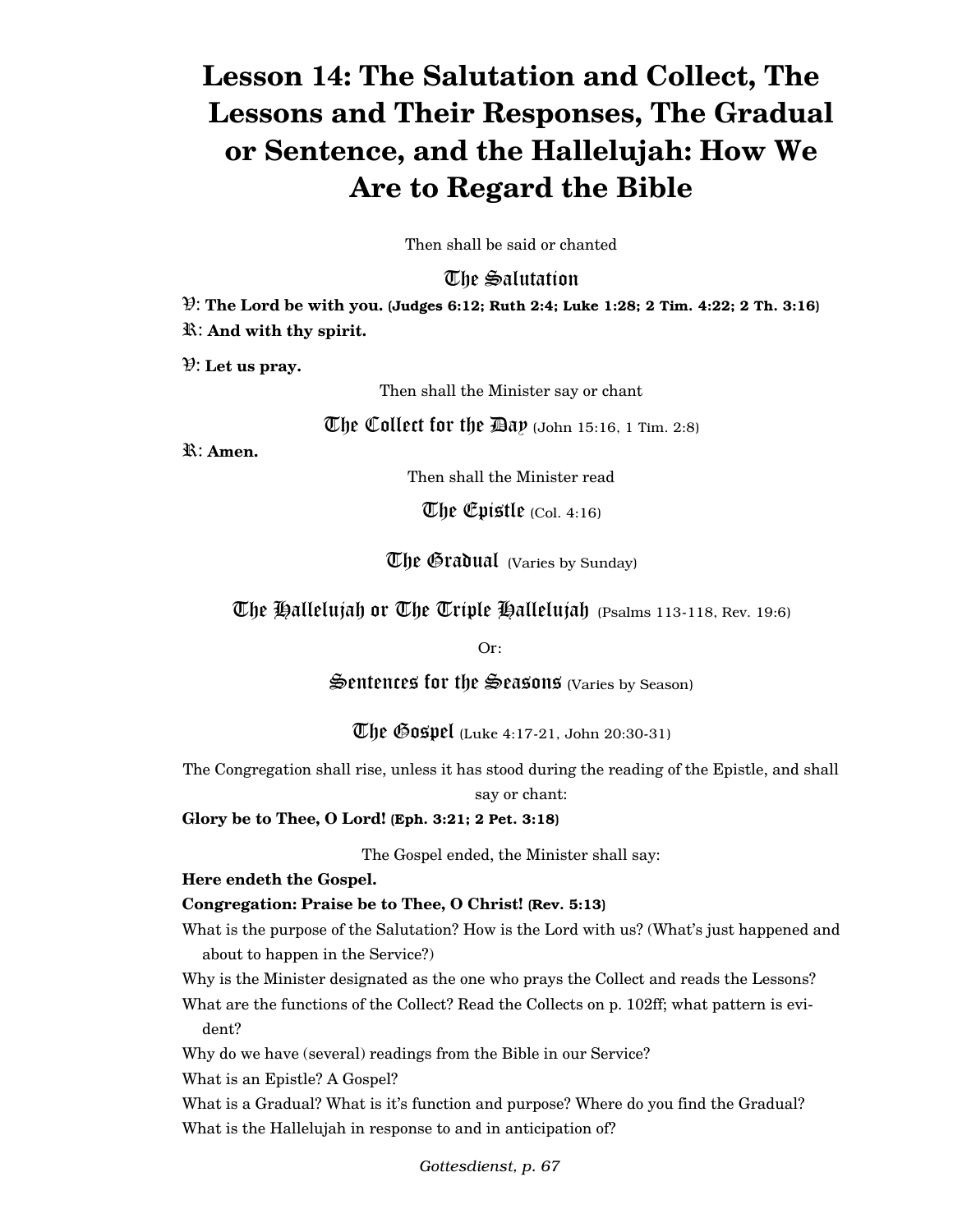# Lesson 14: The Salutation and Collect, The Lessons and Their Responses, The Gradual or Sentence, and the Hallelujah: How We Are to Regard the Bible

Then shall be said or chanted

### The Salutation

℣: **The Lord be with you. (Judges 6:12; Ruth 2:4; Luke 1:28; 2 Tim. 4:22; 2 Th. 3:16)**

℟: **And with thy spirit.**

℣: **Let us pray.**

Then shall the Minister say or chant

### The Collect for the Day (John 15:16, 1 Tim. 2:8)

℟: **Amen.**

Then shall the Minister read

### The Epistle (Col. 4:16)

### The Gradual (Varies by Sunday)

### The Hallelujah or The Triple Hallelujah (Psalms 113-118, Rev. 19:6)

Or:

### Sentences for the Seasons (Varies by Season)

### The Gospel (Luke 4:17-21, John 20:30-31)

The Congregation shall rise, unless it has stood during the reading of the Epistle, and shall say or chant:

**Glory be to Thee, O Lord! (Eph. 3:21; 2 Pet. 3:18)**

The Gospel ended, the Minister shall say:

**Here endeth the Gospel.**

**Congregation: Praise be to Thee, O Christ! (Rev. 5:13)**

What is the purpose of the Salutation? How is the Lord with us? (What's just happened and about to happen in the Service?)

Why is the Minister designated as the one who prays the Collect and reads the Lessons?

What are the functions of the Collect? Read the Collects on p. 102ff; what pattern is evident?

Why do we have (several) readings from the Bible in our Service?

What is an Epistle? A Gospel?

What is a Gradual? What is it's function and purpose? Where do you find the Gradual?

What is the Hallelujah in response to and in anticipation of?

*Gottesdienst, p. 67*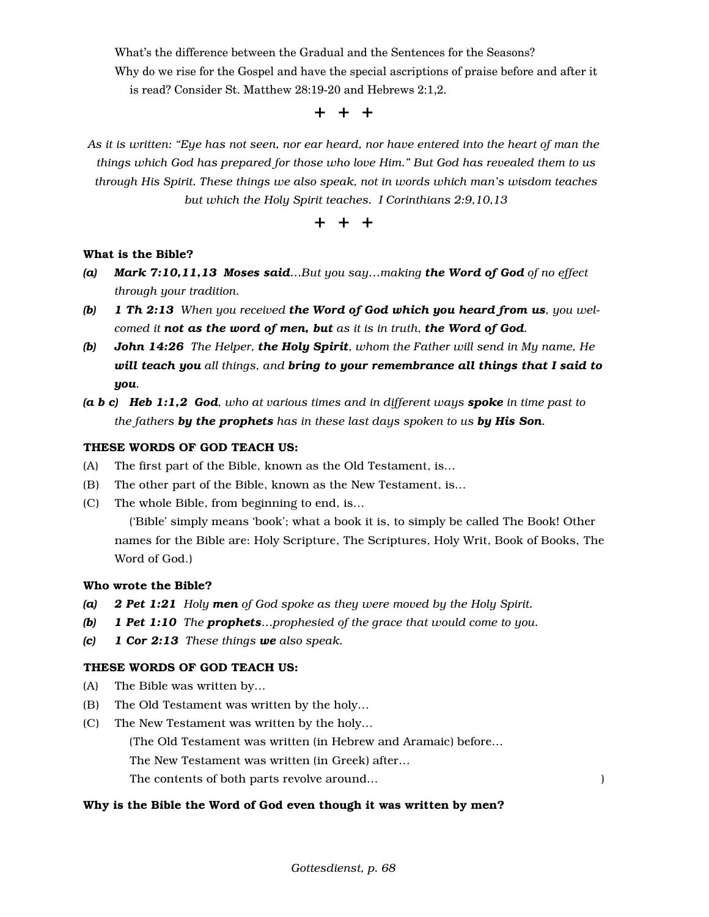What's the difference between the Gradual and the Sentences for the Seasons?

Why do we rise for the Gospel and have the special ascriptions of praise before and after it is read? Consider St. Matthew 28:19-20 and Hebrews 2:1,2.

**+ + +**

*As it is written: "Eye has not seen, nor ear heard, nor have entered into the heart of man the things which God has prepared for those who love Him." But God has revealed them to us through His Spirit. These things we also speak, not in words which man's wisdom teaches but which the Holy Spirit teaches. I Corinthians 2:9,10,13*

**+ + +**

**What is the Bible?**

***(a)*** ***Mark 7:10,11,13*** ***Moses said****…But you say…making* ***the Word of God*** *of no effect through your tradition.*

***(b)*** ***1 Th 2:13*** *When you received* ***the Word of God which you heard from us****, you welcomed it* ***not as the word of men, but*** *as it is in truth,* ***the Word of God****.*

***(b)*** ***John 14:26*** *The Helper,* ***the Holy Spirit****, whom the Father will send in My name, He* ***will teach you*** *all things, and* ***bring to your remembrance all things that I said to you****.*

***(a b c)*** ***Heb 1:1,2*** ***God****, who at various times and in different ways* ***spoke*** *in time past to the fathers* ***by the prophets*** *has in these last days spoken to us* ***by His Son****.*

**THESE WORDS OF GOD TEACH US:**

(A) The first part of the Bible, known as the Old Testament, is…

(B) The other part of the Bible, known as the New Testament, is…

(C) The whole Bible, from beginning to end, is…

('Bible' simply means 'book'; what a book it is, to simply be called The Book! Other names for the Bible are: Holy Scripture, The Scriptures, Holy Writ, Book of Books, The Word of God.)

**Who wrote the Bible?**

***(a)*** ***2 Pet 1:21*** *Holy* ***men*** *of God spoke as they were moved by the Holy Spirit.*

***(b)*** ***1 Pet 1:10*** *The* ***prophets****…prophesied of the grace that would come to you.*

***(c)*** ***1 Cor 2:13*** *These things* ***we*** *also speak.*

**THESE WORDS OF GOD TEACH US:**

(A) The Bible was written by…

(B) The Old Testament was written by the holy…

(C) The New Testament was written by the holy…

(The Old Testament was written (in Hebrew and Aramaic) before…

The New Testament was written (in Greek) after…

The contents of both parts revolve around… )

**Why is the Bible the Word of God even though it was written by men?**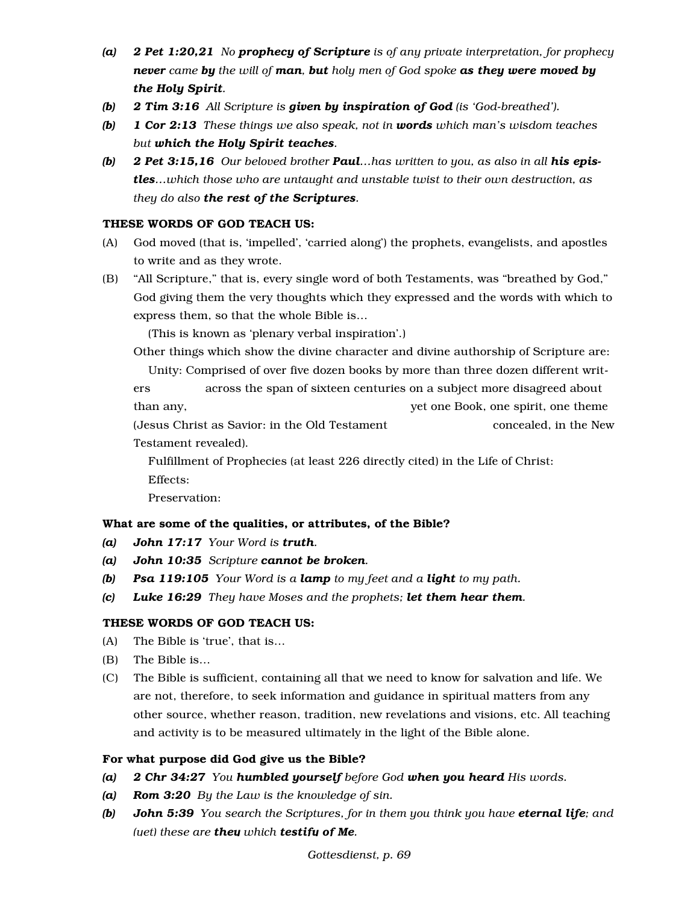- *(a)* ***2 Pet 1:20,21*** *No **prophecy of Scripture** is of any private interpretation, for prophecy **never** came **by** the will of **man**, **but** holy men of God spoke **as they were moved by the Holy Spirit**.*
- *(b)* ***2 Tim 3:16*** *All Scripture is **given by inspiration of God** (is 'God-breathed').*
- *(b)* ***1 Cor 2:13*** *These things we also speak, not in **words** which man's wisdom teaches but **which the Holy Spirit teaches**.*
- *(b)* ***2 Pet 3:15,16*** *Our beloved brother **Paul**…has written to you, as also in all **his epistles**…which those who are untaught and unstable twist to their own destruction, as they do also **the rest of the Scriptures**.*

**THESE WORDS OF GOD TEACH US:**

(A) God moved (that is, 'impelled', 'carried along') the prophets, evangelists, and apostles to write and as they wrote.

(B) "All Scripture," that is, every single word of both Testaments, was "breathed by God," God giving them the very thoughts which they expressed and the words with which to express them, so that the whole Bible is…

(This is known as 'plenary verbal inspiration'.)

Other things which show the divine character and divine authorship of Scripture are:

Unity: Comprised of over five dozen books by more than three dozen different writers across the span of sixteen centuries on a subject more disagreed about than any, yet one Book, one spirit, one theme (Jesus Christ as Savior: in the Old Testament concealed, in the New Testament revealed).

Fulfillment of Prophecies (at least 226 directly cited) in the Life of Christ:

Effects:

Preservation:

**What are some of the qualities, or attributes, of the Bible?**

- *(a)* ***John 17:17*** *Your Word is **truth**.*
- *(a)* ***John 10:35*** *Scripture **cannot be broken**.*
- *(b)* ***Psa 119:105*** *Your Word is a **lamp** to my feet and a **light** to my path.*
- *(c)* ***Luke 16:29*** *They have Moses and the prophets; **let them hear them**.*

**THESE WORDS OF GOD TEACH US:**

(A) The Bible is 'true', that is…

(B) The Bible is…

(C) The Bible is sufficient, containing all that we need to know for salvation and life. We are not, therefore, to seek information and guidance in spiritual matters from any other source, whether reason, tradition, new revelations and visions, etc. All teaching and activity is to be measured ultimately in the light of the Bible alone.

**For what purpose did God give us the Bible?**

- *(a)* ***2 Chr 34:27*** *You **humbled yourself** before God **when you heard** His words.*
- *(a)* ***Rom 3:20*** *By the Law is the knowledge of sin.*
- *(b)* ***John 5:39*** *You search the Scriptures, for in them you think you have **eternal life**; and (yet) these are **they** which **testify of Me**.*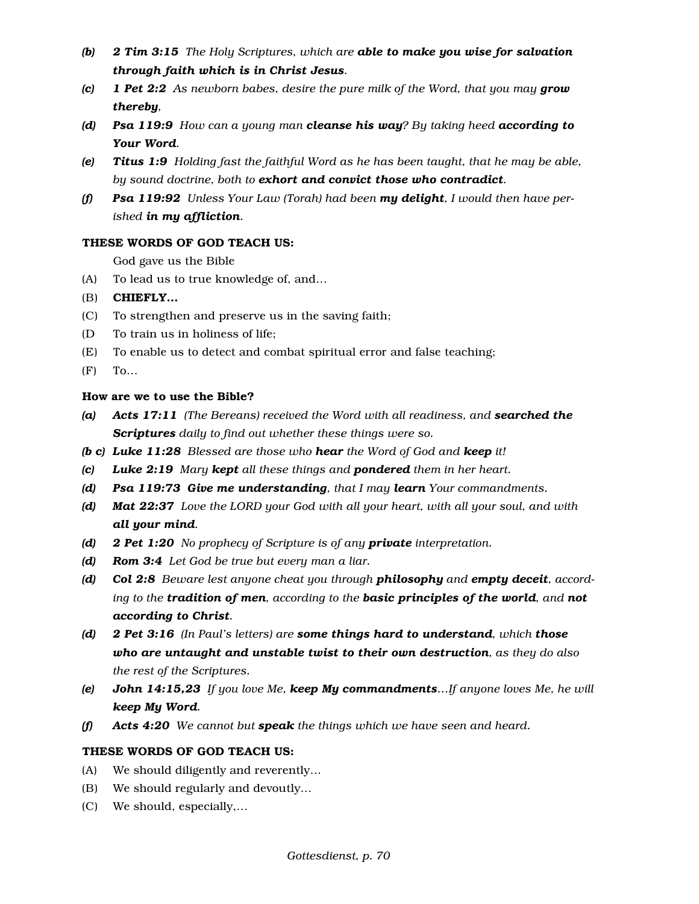*(b)* ***2 Tim 3:15*** *The Holy Scriptures, which are* ***able to make you wise for salvation through faith which is in Christ Jesus****.*

*(c)* ***1 Pet 2:2*** *As newborn babes, desire the pure milk of the Word, that you may* ***grow thereby****,*

*(d)* ***Psa 119:9*** *How can a young man* ***cleanse his way****? By taking heed* ***according to Your Word****.*

*(e)* ***Titus 1:9*** *Holding fast the faithful Word as he has been taught, that he may be able, by sound doctrine, both to* ***exhort and convict those who contradict****.*

*(f)* ***Psa 119:92*** *Unless Your Law (Torah) had been* ***my delight****, I would then have perished* ***in my affliction****.*

**THESE WORDS OF GOD TEACH US:**

God gave us the Bible

(A) To lead us to true knowledge of, and…

(B) **CHIEFLY…**

(C) To strengthen and preserve us in the saving faith;

(D To train us in holiness of life;

(E) To enable us to detect and combat spiritual error and false teaching;

(F) To…

**How are we to use the Bible?**

*(a)* ***Acts 17:11*** *(The Bereans) received the Word with all readiness, and* ***searched the Scriptures*** *daily to find out whether these things were so.*

*(b c)* ***Luke 11:28*** *Blessed are those who* ***hear*** *the Word of God and* ***keep*** *it!*

*(c)* ***Luke 2:19*** *Mary* ***kept*** *all these things and* ***pondered*** *them in her heart.*

*(d)* ***Psa 119:73 Give me understanding****, that I may* ***learn*** *Your commandments.*

*(d)* ***Mat 22:37*** *Love the LORD your God with all your heart, with all your soul, and with* ***all your mind****.*

*(d)* ***2 Pet 1:20*** *No prophecy of Scripture is of any* ***private*** *interpretation.*

*(d)* ***Rom 3:4*** *Let God be true but every man a liar.*

*(d)* ***Col 2:8*** *Beware lest anyone cheat you through* ***philosophy*** *and* ***empty deceit****, according to the* ***tradition of men****, according to the* ***basic principles of the world****, and* ***not according to Christ****.*

*(d)* ***2 Pet 3:16*** *(In Paul's letters) are* ***some things hard to understand****, which* ***those who are untaught and unstable twist to their own destruction****, as they do also the rest of the Scriptures.*

*(e)* ***John 14:15,23*** *If you love Me,* ***keep My commandments****…If anyone loves Me, he will* ***keep My Word****.*

*(f)* ***Acts 4:20*** *We cannot but* ***speak*** *the things which we have seen and heard.*

**THESE WORDS OF GOD TEACH US:**

(A) We should diligently and reverently…

(B) We should regularly and devoutly…

(C) We should, especially,…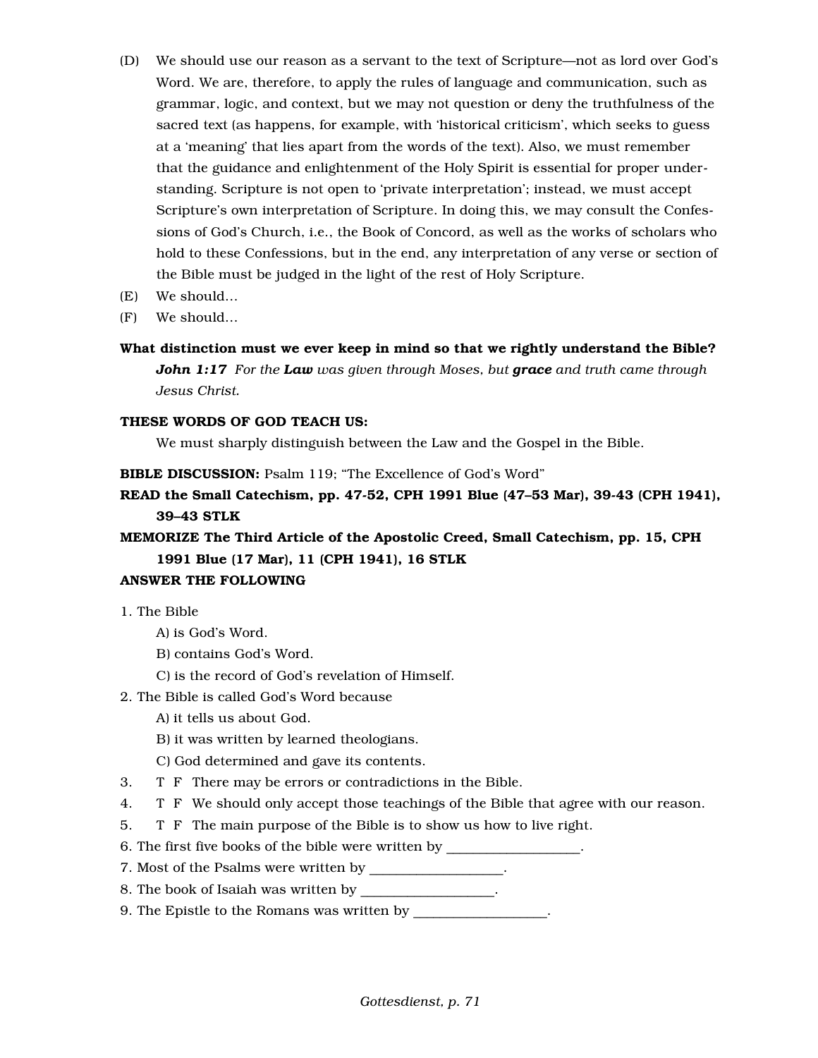(D) We should use our reason as a servant to the text of Scripture—not as lord over God's Word. We are, therefore, to apply the rules of language and communication, such as grammar, logic, and context, but we may not question or deny the truthfulness of the sacred text (as happens, for example, with 'historical criticism', which seeks to guess at a 'meaning' that lies apart from the words of the text). Also, we must remember that the guidance and enlightenment of the Holy Spirit is essential for proper understanding. Scripture is not open to 'private interpretation'; instead, we must accept Scripture's own interpretation of Scripture. In doing this, we may consult the Confessions of God's Church, i.e., the Book of Concord, as well as the works of scholars who hold to these Confessions, but in the end, any interpretation of any verse or section of the Bible must be judged in the light of the rest of Holy Scripture.

(E) We should...

(F) We should...

**What distinction must we ever keep in mind so that we rightly understand the Bible?**

***John 1:17*** *For the* ***Law*** *was given through Moses, but* ***grace*** *and truth came through Jesus Christ.*

**THESE WORDS OF GOD TEACH US:**

We must sharply distinguish between the Law and the Gospel in the Bible.

**BIBLE DISCUSSION:** Psalm 119; "The Excellence of God's Word"

**READ the Small Catechism, pp. 47-52, CPH 1991 Blue (47–53 Mar), 39-43 (CPH 1941), 39–43 STLK**

**MEMORIZE The Third Article of the Apostolic Creed, Small Catechism, pp. 15, CPH 1991 Blue (17 Mar), 11 (CPH 1941), 16 STLK**

**ANSWER THE FOLLOWING**

1. The Bible
   A) is God's Word.
   B) contains God's Word.
   C) is the record of God's revelation of Himself.
2. The Bible is called God's Word because
   A) it tells us about God.
   B) it was written by learned theologians.
   C) God determined and gave its contents.
3. T F There may be errors or contradictions in the Bible.
4. T F We should only accept those teachings of the Bible that agree with our reason.
5. T F The main purpose of the Bible is to show us how to live right.
6. The first five books of the bible were written by ___________________.
7. Most of the Psalms were written by ___________________.
8. The book of Isaiah was written by ___________________.
9. The Epistle to the Romans was written by ___________________.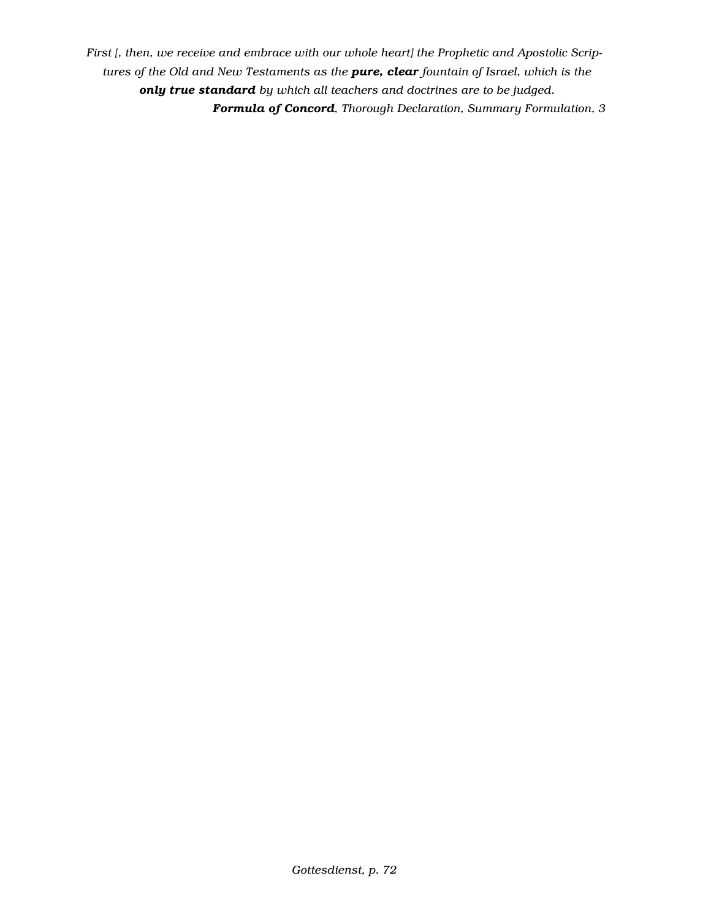*First [, then, we receive and embrace with our whole heart] the Prophetic and Apostolic Scriptures of the Old and New Testaments as the* ***pure, clear*** *fountain of Israel, which is the* ***only true standard*** *by which all teachers and doctrines are to be judged.*

***Formula of Concord****, Thorough Declaration, Summary Formulation, 3*